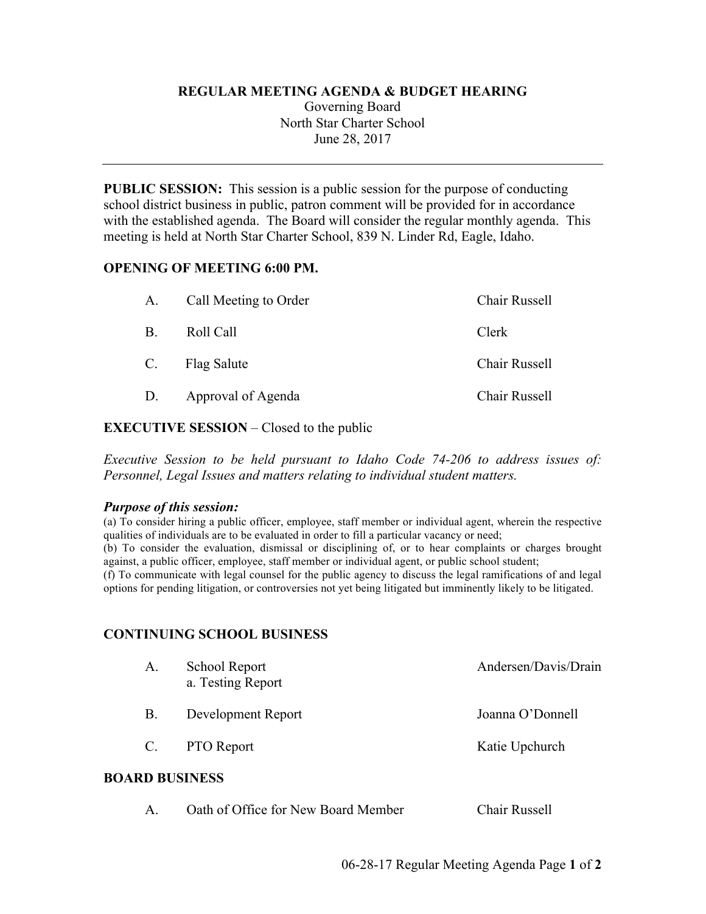**REGULAR MEETING AGENDA & BUDGET HEARING**

Governing Board
North Star Charter School
June 28, 2017

---

**PUBLIC SESSION:** This session is a public session for the purpose of conducting school district business in public, patron comment will be provided for in accordance with the established agenda. The Board will consider the regular monthly agenda. This meeting is held at North Star Charter School, 839 N. Linder Rd, Eagle, Idaho.

**OPENING OF MEETING 6:00 PM.**

| | | |
|---|---|---|
| A. | Call Meeting to Order | Chair Russell |
| B. | Roll Call | Clerk |
| C. | Flag Salute | Chair Russell |
| D. | Approval of Agenda | Chair Russell |

**EXECUTIVE SESSION** – Closed to the public

*Executive Session to be held pursuant to Idaho Code 74-206 to address issues of: Personnel, Legal Issues and matters relating to individual student matters.*

***Purpose of this session:***

(a) To consider hiring a public officer, employee, staff member or individual agent, wherein the respective qualities of individuals are to be evaluated in order to fill a particular vacancy or need;
(b) To consider the evaluation, dismissal or disciplining of, or to hear complaints or charges brought against, a public officer, employee, staff member or individual agent, or public school student;
(f) To communicate with legal counsel for the public agency to discuss the legal ramifications of and legal options for pending litigation, or controversies not yet being litigated but imminently likely to be litigated.

**CONTINUING SCHOOL BUSINESS**

| | | |
|---|---|---|
| A. | School Report<br>a. Testing Report | Andersen/Davis/Drain |
| B. | Development Report | Joanna O'Donnell |
| C. | PTO Report | Katie Upchurch |

**BOARD BUSINESS**

| | | |
|---|---|---|
| A. | Oath of Office for New Board Member | Chair Russell |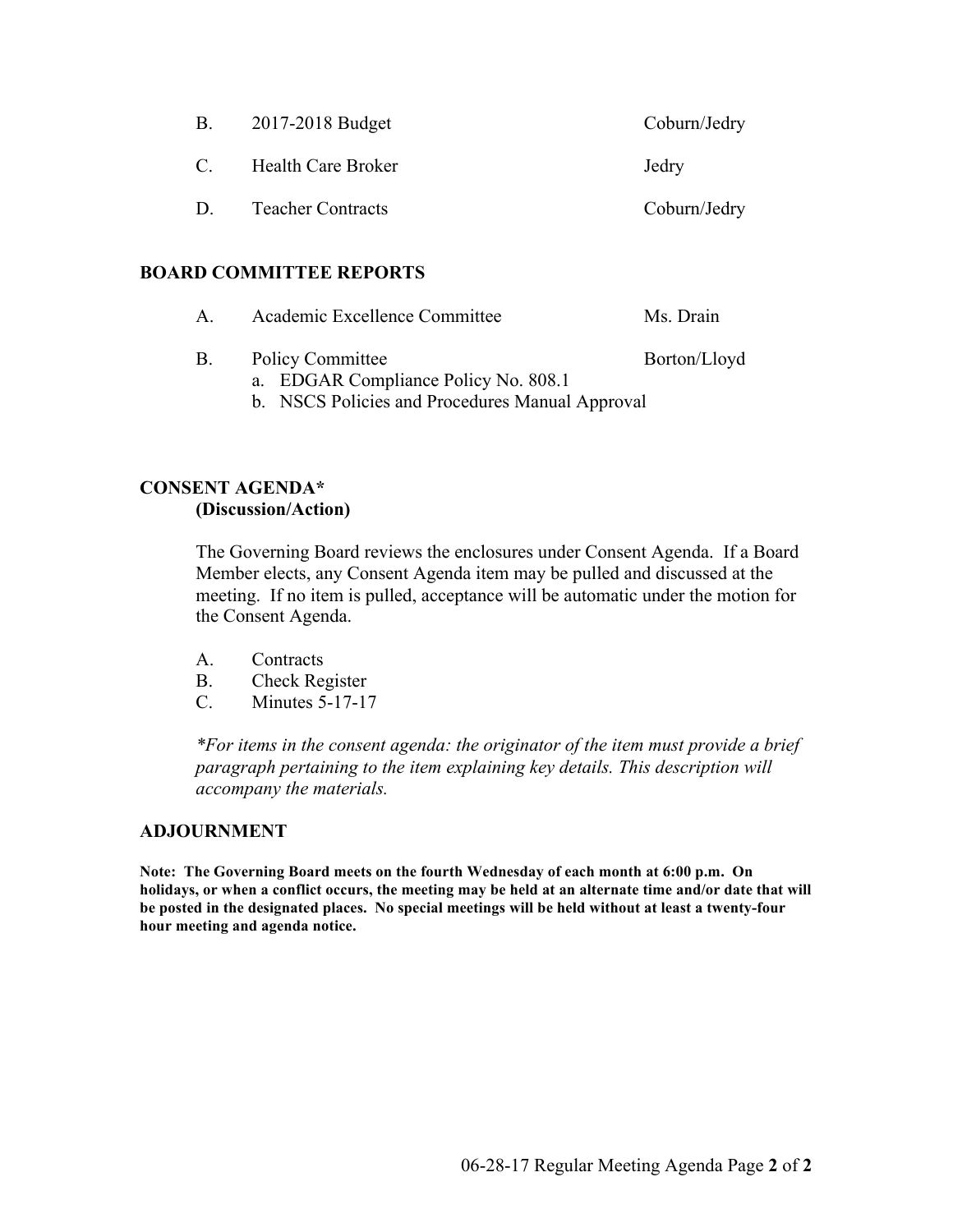B. 2017-2018 Budget — Coburn/Jedry

C. Health Care Broker — Jedry

D. Teacher Contracts — Coburn/Jedry

## BOARD COMMITTEE REPORTS

A. Academic Excellence Committee — Ms. Drain

B. Policy Committee — Borton/Lloyd
   a. EDGAR Compliance Policy No. 808.1
   b. NSCS Policies and Procedures Manual Approval

## CONSENT AGENDA*
**(Discussion/Action)**

The Governing Board reviews the enclosures under Consent Agenda. If a Board Member elects, any Consent Agenda item may be pulled and discussed at the meeting. If no item is pulled, acceptance will be automatic under the motion for the Consent Agenda.

A. Contracts
B. Check Register
C. Minutes 5-17-17

*\*For items in the consent agenda: the originator of the item must provide a brief paragraph pertaining to the item explaining key details. This description will accompany the materials.*

## ADJOURNMENT

**Note: The Governing Board meets on the fourth Wednesday of each month at 6:00 p.m. On holidays, or when a conflict occurs, the meeting may be held at an alternate time and/or date that will be posted in the designated places. No special meetings will be held without at least a twenty-four hour meeting and agenda notice.**